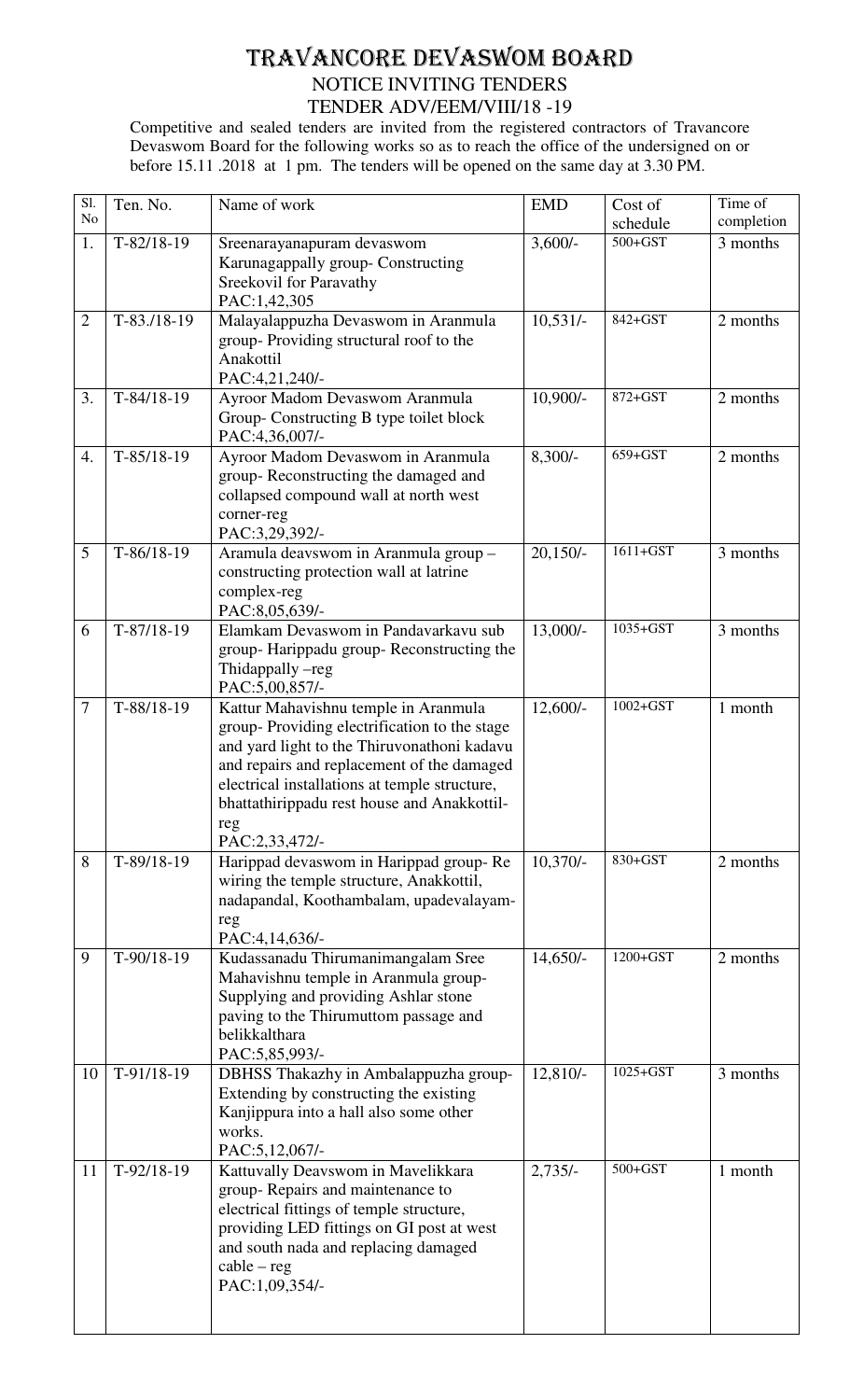# TRAVANCORE DEVASWOM BOARD

## NOTICE INVITING TENDERS

## TENDER ADV/EEM/VIII/18 -19

Competitive and sealed tenders are invited from the registered contractors of Travancore Devaswom Board for the following works so as to reach the office of the undersigned on or before 15.11 .2018 at 1 pm. The tenders will be opened on the same day at 3.30 PM.

| Sl. No | Ten. No. | Name of work | EMD | Cost of schedule | Time of completion |
|---|---|---|---|---|---|
| 1. | T-82/18-19 | Sreenarayanapuram devaswom Karunagappally group- Constructing Sreekovil for Paravathy PAC:1,42,305 | 3,600/- | 500+GST | 3 months |
| 2 | T-83./18-19 | Malayalappuzha Devaswom in Aranmula group- Providing structural roof to the Anakottil PAC:4,21,240/- | 10,531/- | 842+GST | 2 months |
| 3. | T-84/18-19 | Ayroor Madom Devaswom Aranmula Group- Constructing B type toilet block PAC:4,36,007/- | 10,900/- | 872+GST | 2 months |
| 4. | T-85/18-19 | Ayroor Madom Devaswom in Aranmula group- Reconstructing the damaged and collapsed compound wall at north west corner-reg PAC:3,29,392/- | 8,300/- | 659+GST | 2 months |
| 5 | T-86/18-19 | Aramula deavswom in Aranmula group – constructing protection wall at latrine complex-reg PAC:8,05,639/- | 20,150/- | 1611+GST | 3 months |
| 6 | T-87/18-19 | Elamkam Devaswom in Pandavarkavu sub group- Harippadu group- Reconstructing the Thidappally –reg PAC:5,00,857/- | 13,000/- | 1035+GST | 3 months |
| 7 | T-88/18-19 | Kattur Mahavishnu temple in Aranmula group- Providing electrification to the stage and yard light to the Thiruvonathoni kadavu and repairs and replacement of the damaged electrical installations at temple structure, bhattathirippadu rest house and Anakkottil-reg PAC:2,33,472/- | 12,600/- | 1002+GST | 1 month |
| 8 | T-89/18-19 | Harippad devaswom in Harippad group- Re wiring the temple structure, Anakkottil, nadapandal, Koothambalam, upadevalayam-reg PAC:4,14,636/- | 10,370/- | 830+GST | 2 months |
| 9 | T-90/18-19 | Kudassanadu Thirumanimangalam Sree Mahavishnu temple in Aranmula group- Supplying and providing Ashlar stone paving to the Thirumuttom passage and belikkalthara PAC:5,85,993/- | 14,650/- | 1200+GST | 2 months |
| 10 | T-91/18-19 | DBHSS Thakazhy in Ambalappuzha group- Extending by constructing the existing Kanjippura into a hall also some other works. PAC:5,12,067/- | 12,810/- | 1025+GST | 3 months |
| 11 | T-92/18-19 | Kattuvally Deavswom in Mavelikkara group- Repairs and maintenance to electrical fittings of temple structure, providing LED fittings on GI post at west and south nada and replacing damaged cable – reg PAC:1,09,354/- | 2,735/- | 500+GST | 1 month |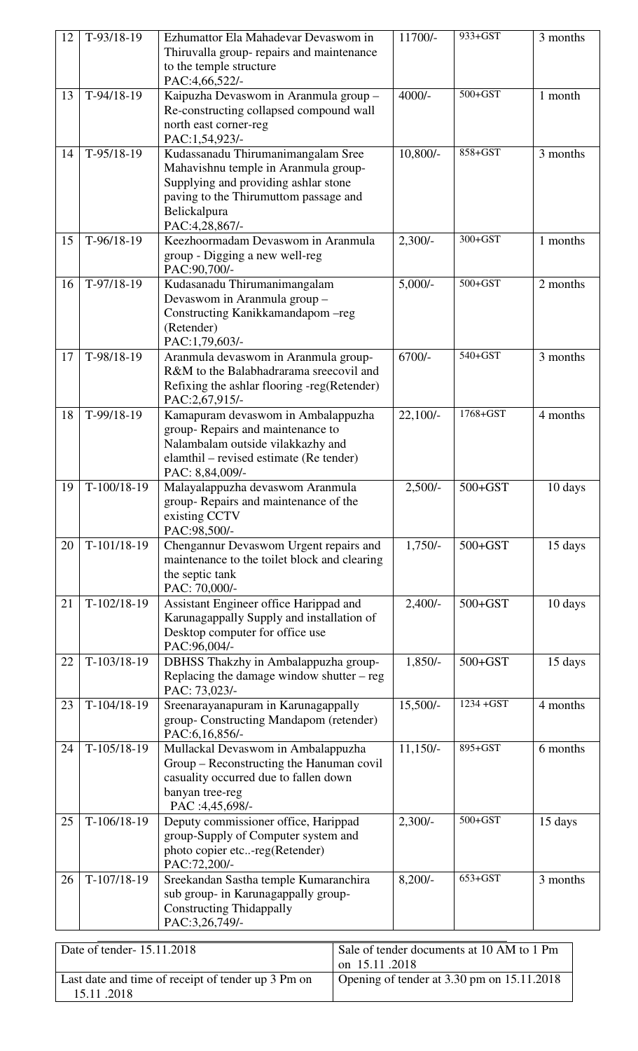| | | | | | |
|---|---|---|---|---|---|
| 12 | T-93/18-19 | Ezhumattor Ela Mahadevar Devaswom in Thiruvalla group- repairs and maintenance to the temple structure PAC:4,66,522/- | 11700/- | 933+GST | 3 months |
| 13 | T-94/18-19 | Kaipuzha Devaswom in Aranmula group – Re-constructing collapsed compound wall north east corner-reg PAC:1,54,923/- | 4000/- | 500+GST | 1 month |
| 14 | T-95/18-19 | Kudassanadu Thirumanimangalam Sree Mahavishnu temple in Aranmula group- Supplying and providing ashlar stone paving to the Thirumuttom passage and Belickalpura PAC:4,28,867/- | 10,800/- | 858+GST | 3 months |
| 15 | T-96/18-19 | Keezhoormadam Devaswom in Aranmula group - Digging a new well-reg PAC:90,700/- | 2,300/- | 300+GST | 1 months |
| 16 | T-97/18-19 | Kudasanadu Thirumanimangalam Devaswom in Aranmula group – Constructing Kanikkamandapom –reg (Retender) PAC:1,79,603/- | 5,000/- | 500+GST | 2 months |
| 17 | T-98/18-19 | Aranmula devaswom in Aranmula group- R&M to the Balabhadrarama sreecovil and Refixing the ashlar flooring -reg(Retender) PAC:2,67,915/- | 6700/- | 540+GST | 3 months |
| 18 | T-99/18-19 | Kamapuram devaswom in Ambalappuzha group- Repairs and maintenance to Nalambalam outside vilakkazhy and elamthil – revised estimate (Re tender) PAC: 8,84,009/- | 22,100/- | 1768+GST | 4 months |
| 19 | T-100/18-19 | Malayalappuzha devaswom Aranmula group- Repairs and maintenance of the existing CCTV PAC:98,500/- | 2,500/- | 500+GST | 10 days |
| 20 | T-101/18-19 | Chengannur Devaswom Urgent repairs and maintenance to the toilet block and clearing the septic tank PAC: 70,000/- | 1,750/- | 500+GST | 15 days |
| 21 | T-102/18-19 | Assistant Engineer office Harippad and Karunagappally Supply and installation of Desktop computer for office use PAC:96,004/- | 2,400/- | 500+GST | 10 days |
| 22 | T-103/18-19 | DBHSS Thakzhy in Ambalappuzha group- Replacing the damage window shutter – reg PAC: 73,023/- | 1,850/- | 500+GST | 15 days |
| 23 | T-104/18-19 | Sreenarayanapuram in Karunagappally group- Constructing Mandapom (retender) PAC:6,16,856/- | 15,500/- | 1234 +GST | 4 months |
| 24 | T-105/18-19 | Mullackal Devaswom in Ambalappuzha Group – Reconstructing the Hanuman covil casuality occurred due to fallen down banyan tree-reg PAC :4,45,698/- | 11,150/- | 895+GST | 6 months |
| 25 | T-106/18-19 | Deputy commissioner office, Harippad group-Supply of Computer system and photo copier etc..-reg(Retender) PAC:72,200/- | 2,300/- | 500+GST | 15 days |
| 26 | T-107/18-19 | Sreekandan Sastha temple Kumaranchira sub group- in Karunagappally group- Constructing Thidappally PAC:3,26,749/- | 8,200/- | 653+GST | 3 months |

| | |
|---|---|
| Date of tender- 15.11.2018 | Sale of tender documents at 10 AM to 1 Pm on 15.11 .2018 |
| Last date and time of receipt of tender up 3 Pm on 15.11 .2018 | Opening of tender at 3.30 pm on 15.11.2018 |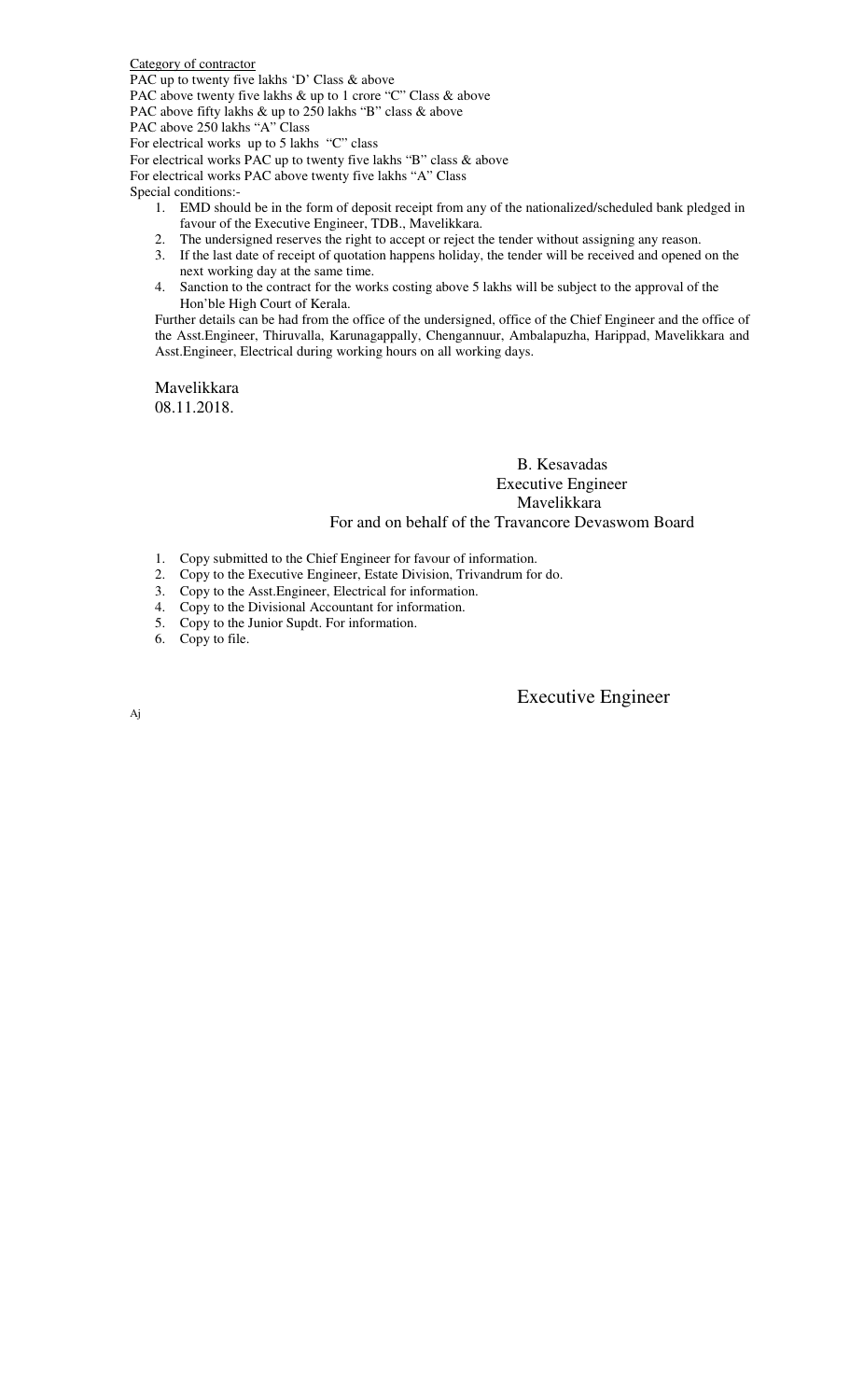<u>Category of contractor</u>

PAC up to twenty five lakhs 'D' Class & above

PAC above twenty five lakhs & up to 1 crore "C" Class & above

PAC above fifty lakhs & up to 250 lakhs "B" class & above

PAC above 250 lakhs "A" Class

For electrical works up to 5 lakhs "C" class

For electrical works PAC up to twenty five lakhs "B" class & above

For electrical works PAC above twenty five lakhs "A" Class

Special conditions:-

1. EMD should be in the form of deposit receipt from any of the nationalized/scheduled bank pledged in favour of the Executive Engineer, TDB., Mavelikkara.
2. The undersigned reserves the right to accept or reject the tender without assigning any reason.
3. If the last date of receipt of quotation happens holiday, the tender will be received and opened on the next working day at the same time.
4. Sanction to the contract for the works costing above 5 lakhs will be subject to the approval of the Hon'ble High Court of Kerala.

Further details can be had from the office of the undersigned, office of the Chief Engineer and the office of the Asst.Engineer, Thiruvalla, Karunagappally, Chengannuur, Ambalapuzha, Harippad, Mavelikkara and Asst.Engineer, Electrical during working hours on all working days.

Mavelikkara
08.11.2018.

B. Kesavadas
Executive Engineer
Mavelikkara
For and on behalf of the Travancore Devaswom Board

1. Copy submitted to the Chief Engineer for favour of information.
2. Copy to the Executive Engineer, Estate Division, Trivandrum for do.
3. Copy to the Asst.Engineer, Electrical for information.
4. Copy to the Divisional Accountant for information.
5. Copy to the Junior Supdt. For information.
6. Copy to file.

Executive Engineer

Aj